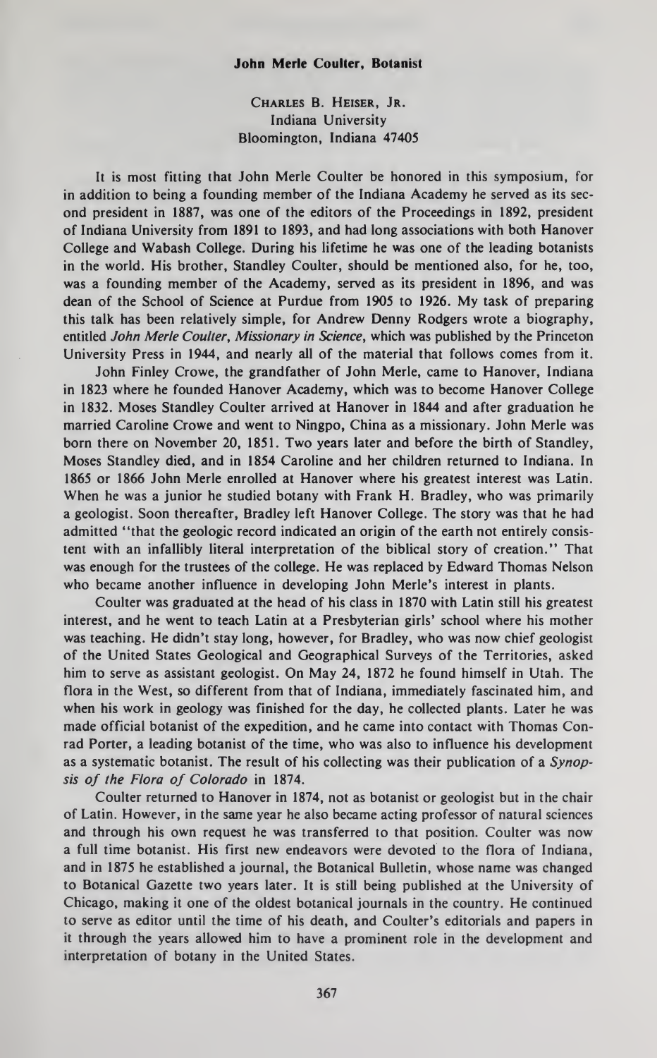## John Merle Coulter, Botanist

Charles B. Heiser, Jr.
Indiana University
Bloomington, Indiana 47405

It is most fitting that John Merle Coulter be honored in this symposium, for in addition to being a founding member of the Indiana Academy he served as its second president in 1887, was one of the editors of the Proceedings in 1892, president of Indiana University from 1891 to 1893, and had long associations with both Hanover College and Wabash College. During his lifetime he was one of the leading botanists in the world. His brother, Standley Coulter, should be mentioned also, for he, too, was a founding member of the Academy, served as its president in 1896, and was dean of the School of Science at Purdue from 1905 to 1926. My task of preparing this talk has been relatively simple, for Andrew Denny Rodgers wrote a biography, entitled *John Merle Coulter, Missionary in Science*, which was published by the Princeton University Press in 1944, and nearly all of the material that follows comes from it.

John Finley Crowe, the grandfather of John Merle, came to Hanover, Indiana in 1823 where he founded Hanover Academy, which was to become Hanover College in 1832. Moses Standley Coulter arrived at Hanover in 1844 and after graduation he married Caroline Crowe and went to Ningpo, China as a missionary. John Merle was born there on November 20, 1851. Two years later and before the birth of Standley, Moses Standley died, and in 1854 Caroline and her children returned to Indiana. In 1865 or 1866 John Merle enrolled at Hanover where his greatest interest was Latin. When he was a junior he studied botany with Frank H. Bradley, who was primarily a geologist. Soon thereafter, Bradley left Hanover College. The story was that he had admitted "that the geologic record indicated an origin of the earth not entirely consistent with an infallibly literal interpretation of the biblical story of creation." That was enough for the trustees of the college. He was replaced by Edward Thomas Nelson who became another influence in developing John Merle's interest in plants.

Coulter was graduated at the head of his class in 1870 with Latin still his greatest interest, and he went to teach Latin at a Presbyterian girls' school where his mother was teaching. He didn't stay long, however, for Bradley, who was now chief geologist of the United States Geological and Geographical Surveys of the Territories, asked him to serve as assistant geologist. On May 24, 1872 he found himself in Utah. The flora in the West, so different from that of Indiana, immediately fascinated him, and when his work in geology was finished for the day, he collected plants. Later he was made official botanist of the expedition, and he came into contact with Thomas Conrad Porter, a leading botanist of the time, who was also to influence his development as a systematic botanist. The result of his collecting was their publication of a *Synopsis of the Flora of Colorado* in 1874.

Coulter returned to Hanover in 1874, not as botanist or geologist but in the chair of Latin. However, in the same year he also became acting professor of natural sciences and through his own request he was transferred to that position. Coulter was now a full time botanist. His first new endeavors were devoted to the flora of Indiana, and in 1875 he established a journal, the Botanical Bulletin, whose name was changed to Botanical Gazette two years later. It is still being published at the University of Chicago, making it one of the oldest botanical journals in the country. He continued to serve as editor until the time of his death, and Coulter's editorials and papers in it through the years allowed him to have a prominent role in the development and interpretation of botany in the United States.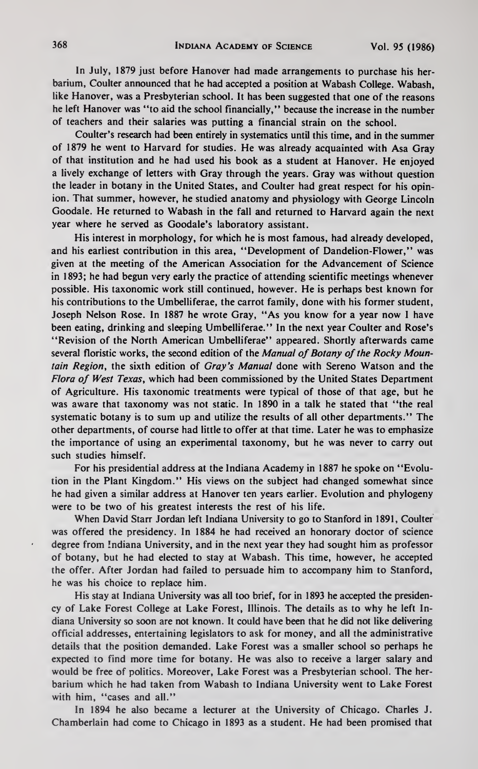In July, 1879 just before Hanover had made arrangements to purchase his herbarium, Coulter announced that he had accepted a position at Wabash College. Wabash, like Hanover, was a Presbyterian school. It has been suggested that one of the reasons he left Hanover was "to aid the school financially," because the increase in the number of teachers and their salaries was putting a financial strain on the school.

Coulter's research had been entirely in systematics until this time, and in the summer of 1879 he went to Harvard for studies. He was already acquainted with Asa Gray of that institution and he had used his book as a student at Hanover. He enjoyed a lively exchange of letters with Gray through the years. Gray was without question the leader in botany in the United States, and Coulter had great respect for his opinion. That summer, however, he studied anatomy and physiology with George Lincoln Goodale. He returned to Wabash in the fall and returned to Harvard again the next year where he served as Goodale's laboratory assistant.

His interest in morphology, for which he is most famous, had already developed, and his earliest contribution in this area, "Development of Dandelion-Flower," was given at the meeting of the American Association for the Advancement of Science in 1893; he had begun very early the practice of attending scientific meetings whenever possible. His taxonomic work still continued, however. He is perhaps best known for his contributions to the Umbelliferae, the carrot family, done with his former student, Joseph Nelson Rose. In 1887 he wrote Gray, "As you know for a year now I have been eating, drinking and sleeping Umbelliferae." In the next year Coulter and Rose's "Revision of the North American Umbelliferae" appeared. Shortly afterwards came several floristic works, the second edition of the *Manual of Botany of the Rocky Mountain Region*, the sixth edition of *Gray's Manual* done with Sereno Watson and the *Flora of West Texas*, which had been commissioned by the United States Department of Agriculture. His taxonomic treatments were typical of those of that age, but he was aware that taxonomy was not static. In 1890 in a talk he stated that "the real systematic botany is to sum up and utilize the results of all other departments." The other departments, of course had little to offer at that time. Later he was to emphasize the importance of using an experimental taxonomy, but he was never to carry out such studies himself.

For his presidential address at the Indiana Academy in 1887 he spoke on "Evolution in the Plant Kingdom." His views on the subject had changed somewhat since he had given a similar address at Hanover ten years earlier. Evolution and phylogeny were to be two of his greatest interests the rest of his life.

When David Starr Jordan left Indiana University to go to Stanford in 1891, Coulter was offered the presidency. In 1884 he had received an honorary doctor of science degree from Indiana University, and in the next year they had sought him as professor of botany, but he had elected to stay at Wabash. This time, however, he accepted the offer. After Jordan had failed to persuade him to accompany him to Stanford, he was his choice to replace him.

His stay at Indiana University was all too brief, for in 1893 he accepted the presidency of Lake Forest College at Lake Forest, Illinois. The details as to why he left Indiana University so soon are not known. It could have been that he did not like delivering official addresses, entertaining legislators to ask for money, and all the administrative details that the position demanded. Lake Forest was a smaller school so perhaps he expected to find more time for botany. He was also to receive a larger salary and would be free of politics. Moreover, Lake Forest was a Presbyterian school. The herbarium which he had taken from Wabash to Indiana University went to Lake Forest with him, "cases and all."

In 1894 he also became a lecturer at the University of Chicago. Charles J. Chamberlain had come to Chicago in 1893 as a student. He had been promised that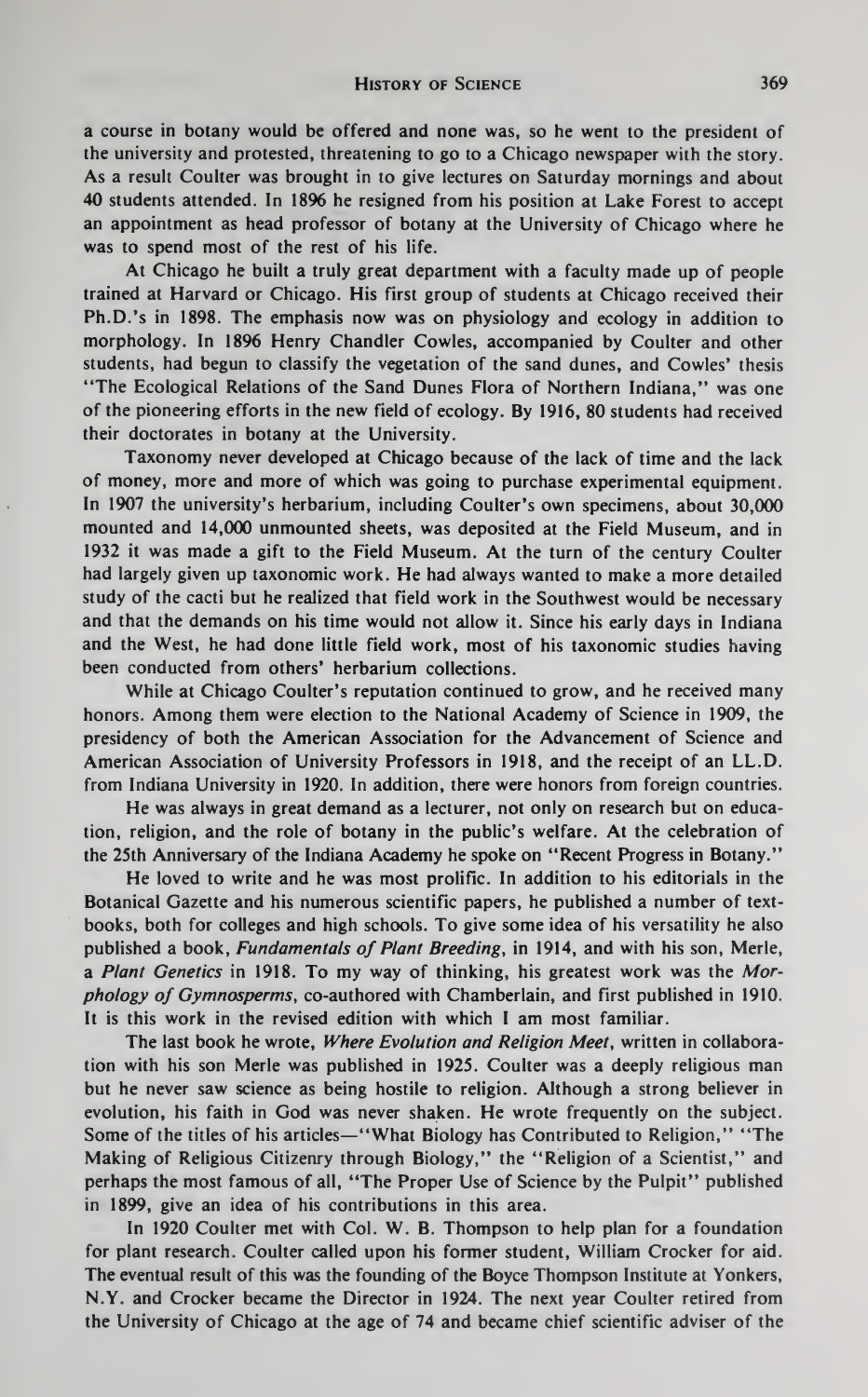a course in botany would be offered and none was, so he went to the president of the university and protested, threatening to go to a Chicago newspaper with the story. As a result Coulter was brought in to give lectures on Saturday mornings and about 40 students attended. In 1896 he resigned from his position at Lake Forest to accept an appointment as head professor of botany at the University of Chicago where he was to spend most of the rest of his life.

At Chicago he built a truly great department with a faculty made up of people trained at Harvard or Chicago. His first group of students at Chicago received their Ph.D.'s in 1898. The emphasis now was on physiology and ecology in addition to morphology. In 1896 Henry Chandler Cowles, accompanied by Coulter and other students, had begun to classify the vegetation of the sand dunes, and Cowles' thesis "The Ecological Relations of the Sand Dunes Flora of Northern Indiana," was one of the pioneering efforts in the new field of ecology. By 1916, 80 students had received their doctorates in botany at the University.

Taxonomy never developed at Chicago because of the lack of time and the lack of money, more and more of which was going to purchase experimental equipment. In 1907 the university's herbarium, including Coulter's own specimens, about 30,000 mounted and 14,000 unmounted sheets, was deposited at the Field Museum, and in 1932 it was made a gift to the Field Museum. At the turn of the century Coulter had largely given up taxonomic work. He had always wanted to make a more detailed study of the cacti but he realized that field work in the Southwest would be necessary and that the demands on his time would not allow it. Since his early days in Indiana and the West, he had done little field work, most of his taxonomic studies having been conducted from others' herbarium collections.

While at Chicago Coulter's reputation continued to grow, and he received many honors. Among them were election to the National Academy of Science in 1909, the presidency of both the American Association for the Advancement of Science and American Association of University Professors in 1918, and the receipt of an LL.D. from Indiana University in 1920. In addition, there were honors from foreign countries.

He was always in great demand as a lecturer, not only on research but on education, religion, and the role of botany in the public's welfare. At the celebration of the 25th Anniversary of the Indiana Academy he spoke on "Recent Progress in Botany."

He loved to write and he was most prolific. In addition to his editorials in the Botanical Gazette and his numerous scientific papers, he published a number of textbooks, both for colleges and high schools. To give some idea of his versatility he also published a book, *Fundamentals of Plant Breeding*, in 1914, and with his son, Merle, a *Plant Genetics* in 1918. To my way of thinking, his greatest work was the *Morphology of Gymnosperms*, co-authored with Chamberlain, and first published in 1910. It is this work in the revised edition with which I am most familiar.

The last book he wrote, *Where Evolution and Religion Meet*, written in collaboration with his son Merle was published in 1925. Coulter was a deeply religious man but he never saw science as being hostile to religion. Although a strong believer in evolution, his faith in God was never shaken. He wrote frequently on the subject. Some of the titles of his articles—"What Biology has Contributed to Religion," "The Making of Religious Citizenry through Biology," the "Religion of a Scientist," and perhaps the most famous of all, "The Proper Use of Science by the Pulpit" published in 1899, give an idea of his contributions in this area.

In 1920 Coulter met with Col. W. B. Thompson to help plan for a foundation for plant research. Coulter called upon his former student, William Crocker for aid. The eventual result of this was the founding of the Boyce Thompson Institute at Yonkers, N.Y. and Crocker became the Director in 1924. The next year Coulter retired from the University of Chicago at the age of 74 and became chief scientific adviser of the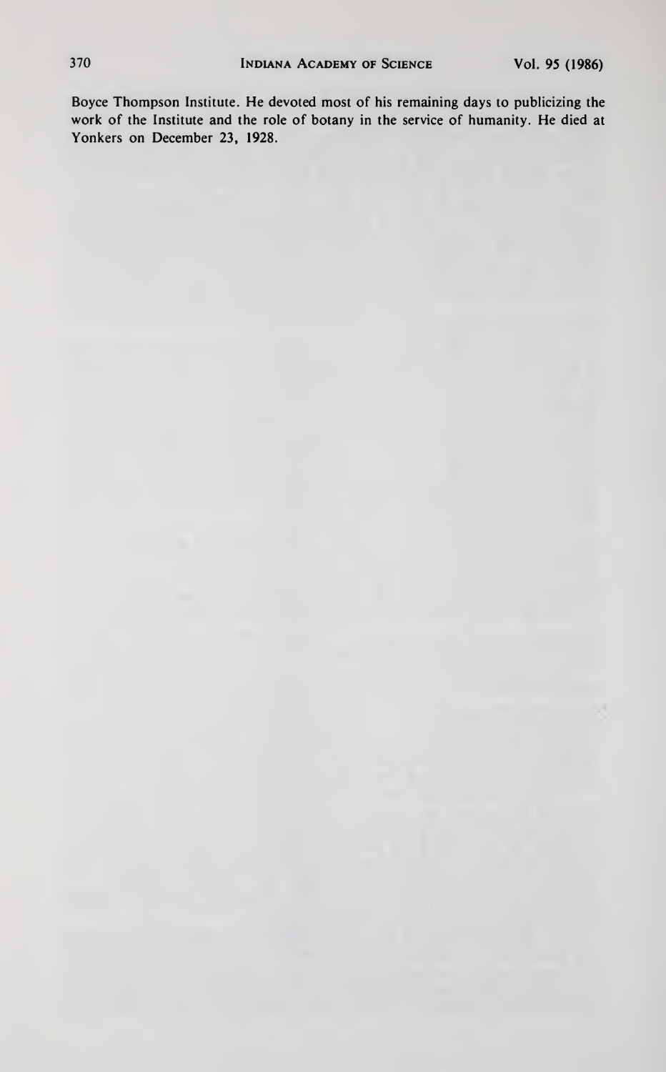Boyce Thompson Institute. He devoted most of his remaining days to publicizing the work of the Institute and the role of botany in the service of humanity. He died at Yonkers on December 23, 1928.